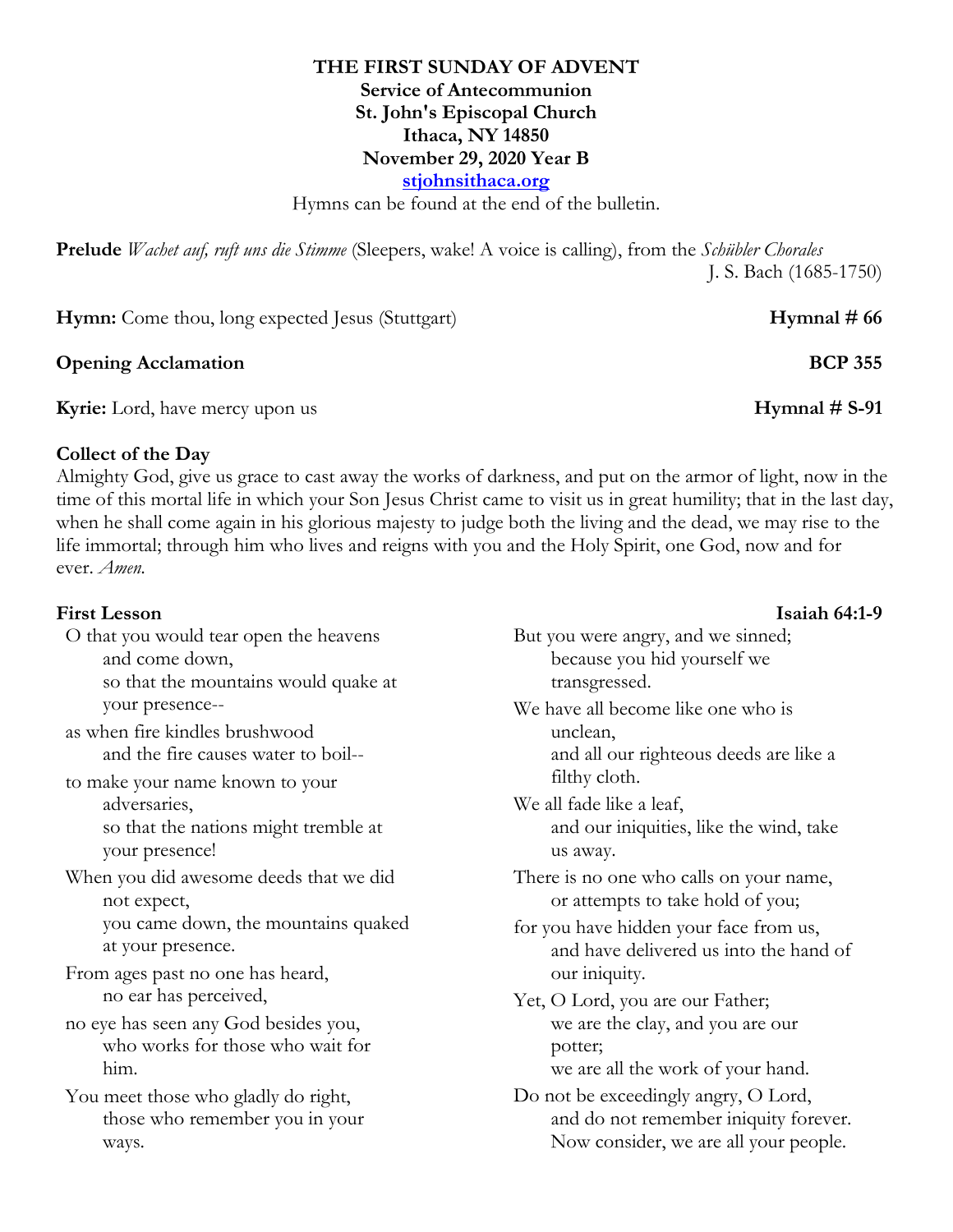**THE FIRST SUNDAY OF ADVENT**
**Service of Antecommunion**
**St. John's Episcopal Church**
**Ithaca, NY 14850**
**November 29, 2020 Year B**
**[stjohnsithaca.org](stjohnsithaca.org)**

Hymns can be found at the end of the bulletin.

**Prelude** *Wachet auf, ruft uns die Stimme* (Sleepers, wake! A voice is calling), from the *Schübler Chorales*
J. S. Bach (1685-1750)

**Hymn:** Come thou, long expected Jesus (Stuttgart) **Hymnal # 66**

**Opening Acclamation** **BCP 355**

**Kyrie:** Lord, have mercy upon us **Hymnal # S-91**

**Collect of the Day**

Almighty God, give us grace to cast away the works of darkness, and put on the armor of light, now in the time of this mortal life in which your Son Jesus Christ came to visit us in great humility; that in the last day, when he shall come again in his glorious majesty to judge both the living and the dead, we may rise to the life immortal; through him who lives and reigns with you and the Holy Spirit, one God, now and for ever. *Amen.*

**First Lesson** **Isaiah 64:1-9**

O that you would tear open the heavens
and come down,
so that the mountains would quake at
your presence--

as when fire kindles brushwood
and the fire causes water to boil--

to make your name known to your
adversaries,
so that the nations might tremble at
your presence!

When you did awesome deeds that we did
not expect,
you came down, the mountains quaked
at your presence.

From ages past no one has heard,
no ear has perceived,

no eye has seen any God besides you,
who works for those who wait for
him.

You meet those who gladly do right,
those who remember you in your
ways.

But you were angry, and we sinned;
because you hid yourself we
transgressed.

We have all become like one who is
unclean,
and all our righteous deeds are like a
filthy cloth.

We all fade like a leaf,
and our iniquities, like the wind, take
us away.

There is no one who calls on your name,
or attempts to take hold of you;

for you have hidden your face from us,
and have delivered us into the hand of
our iniquity.

Yet, O Lord, you are our Father;
we are the clay, and you are our
potter;
we are all the work of your hand.

Do not be exceedingly angry, O Lord,
and do not remember iniquity forever.
Now consider, we are all your people.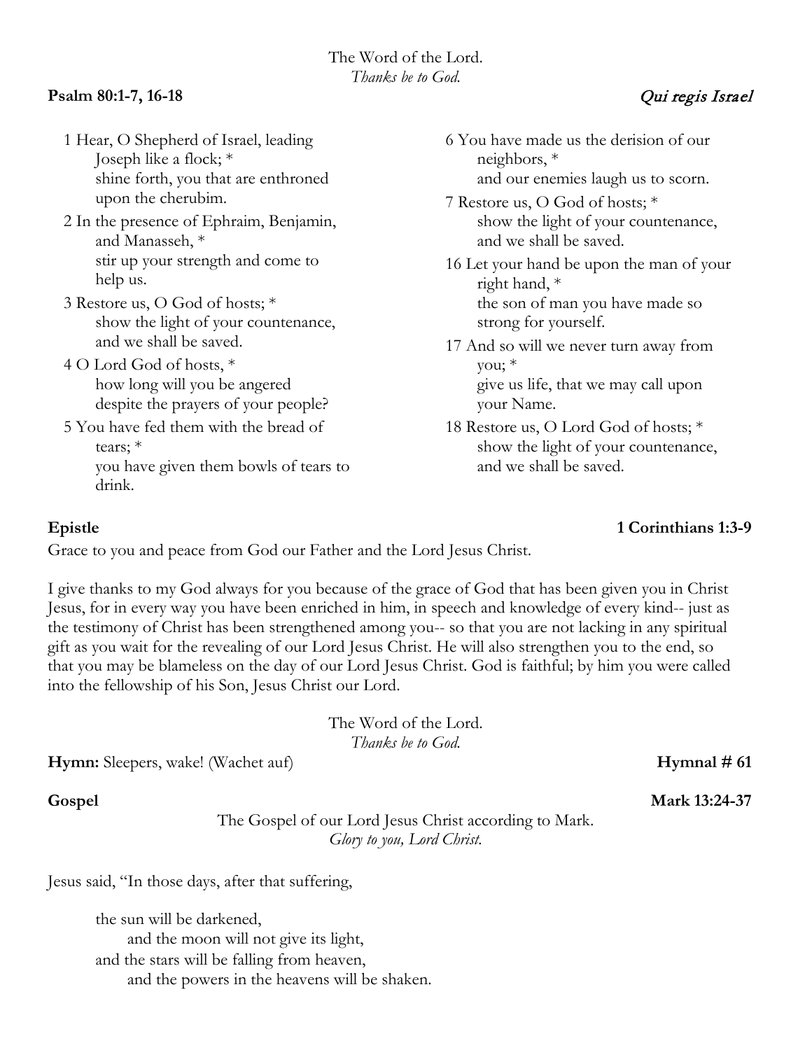The Word of the Lord.
*Thanks be to God.*

**Psalm 80:1-7, 16-18** *Qui regis Israel*

1 Hear, O Shepherd of Israel, leading Joseph like a flock; *
shine forth, you that are enthroned upon the cherubim.

2 In the presence of Ephraim, Benjamin, and Manasseh, *
stir up your strength and come to help us.

3 Restore us, O God of hosts; *
show the light of your countenance, and we shall be saved.

4 O Lord God of hosts, *
how long will you be angered despite the prayers of your people?

5 You have fed them with the bread of tears; *
you have given them bowls of tears to drink.

6 You have made us the derision of our neighbors, *
and our enemies laugh us to scorn.

7 Restore us, O God of hosts; *
show the light of your countenance, and we shall be saved.

16 Let your hand be upon the man of your right hand, *
the son of man you have made so strong for yourself.

17 And so will we never turn away from you; *
give us life, that we may call upon your Name.

18 Restore us, O Lord God of hosts; *
show the light of your countenance, and we shall be saved.

**Epistle** **1 Corinthians 1:3-9**

Grace to you and peace from God our Father and the Lord Jesus Christ.

I give thanks to my God always for you because of the grace of God that has been given you in Christ Jesus, for in every way you have been enriched in him, in speech and knowledge of every kind-- just as the testimony of Christ has been strengthened among you-- so that you are not lacking in any spiritual gift as you wait for the revealing of our Lord Jesus Christ. He will also strengthen you to the end, so that you may be blameless on the day of our Lord Jesus Christ. God is faithful; by him you were called into the fellowship of his Son, Jesus Christ our Lord.

The Word of the Lord.
*Thanks be to God.*

**Hymn:** Sleepers, wake! (Wachet auf) **Hymnal # 61**

**Gospel** **Mark 13:24-37**

The Gospel of our Lord Jesus Christ according to Mark.
*Glory to you, Lord Christ.*

Jesus said, "In those days, after that suffering,

the sun will be darkened,
and the moon will not give its light,
and the stars will be falling from heaven,
and the powers in the heavens will be shaken.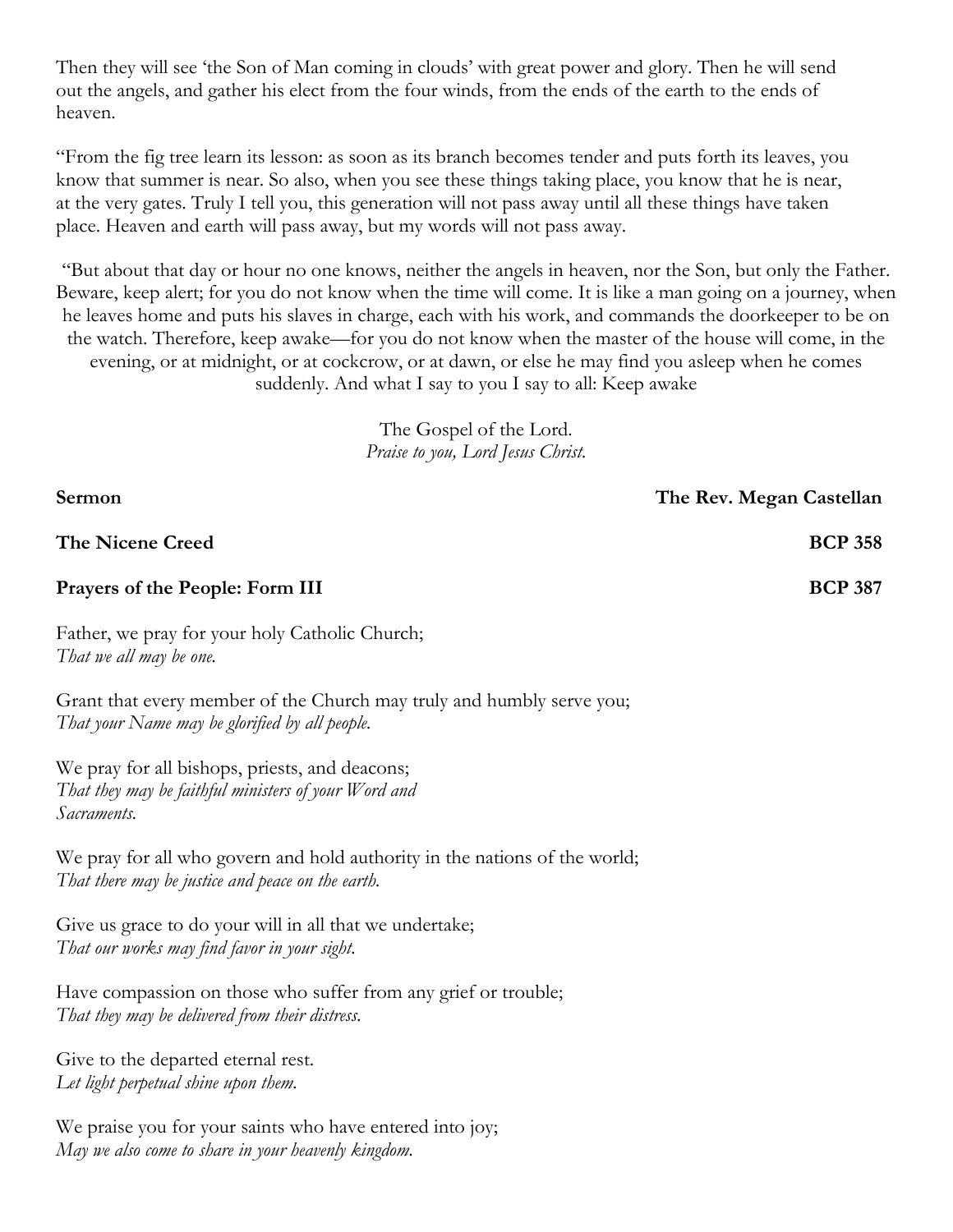Then they will see 'the Son of Man coming in clouds' with great power and glory. Then he will send out the angels, and gather his elect from the four winds, from the ends of the earth to the ends of heaven.

"From the fig tree learn its lesson: as soon as its branch becomes tender and puts forth its leaves, you know that summer is near. So also, when you see these things taking place, you know that he is near, at the very gates. Truly I tell you, this generation will not pass away until all these things have taken place. Heaven and earth will pass away, but my words will not pass away.

"But about that day or hour no one knows, neither the angels in heaven, nor the Son, but only the Father. Beware, keep alert; for you do not know when the time will come. It is like a man going on a journey, when he leaves home and puts his slaves in charge, each with his work, and commands the doorkeeper to be on the watch. Therefore, keep awake—for you do not know when the master of the house will come, in the evening, or at midnight, or at cockcrow, or at dawn, or else he may find you asleep when he comes suddenly. And what I say to you I say to all: Keep awake

The Gospel of the Lord.
*Praise to you, Lord Jesus Christ.*

**Sermon** **The Rev. Megan Castellan**

**The Nicene Creed** **BCP 358**

**Prayers of the People: Form III** **BCP 387**

Father, we pray for your holy Catholic Church;
*That we all may be one.*

Grant that every member of the Church may truly and humbly serve you;
*That your Name may be glorified by all people.*

We pray for all bishops, priests, and deacons;
*That they may be faithful ministers of your Word and Sacraments.*

We pray for all who govern and hold authority in the nations of the world;
*That there may be justice and peace on the earth.*

Give us grace to do your will in all that we undertake;
*That our works may find favor in your sight.*

Have compassion on those who suffer from any grief or trouble;
*That they may be delivered from their distress.*

Give to the departed eternal rest.
*Let light perpetual shine upon them.*

We praise you for your saints who have entered into joy;
*May we also come to share in your heavenly kingdom.*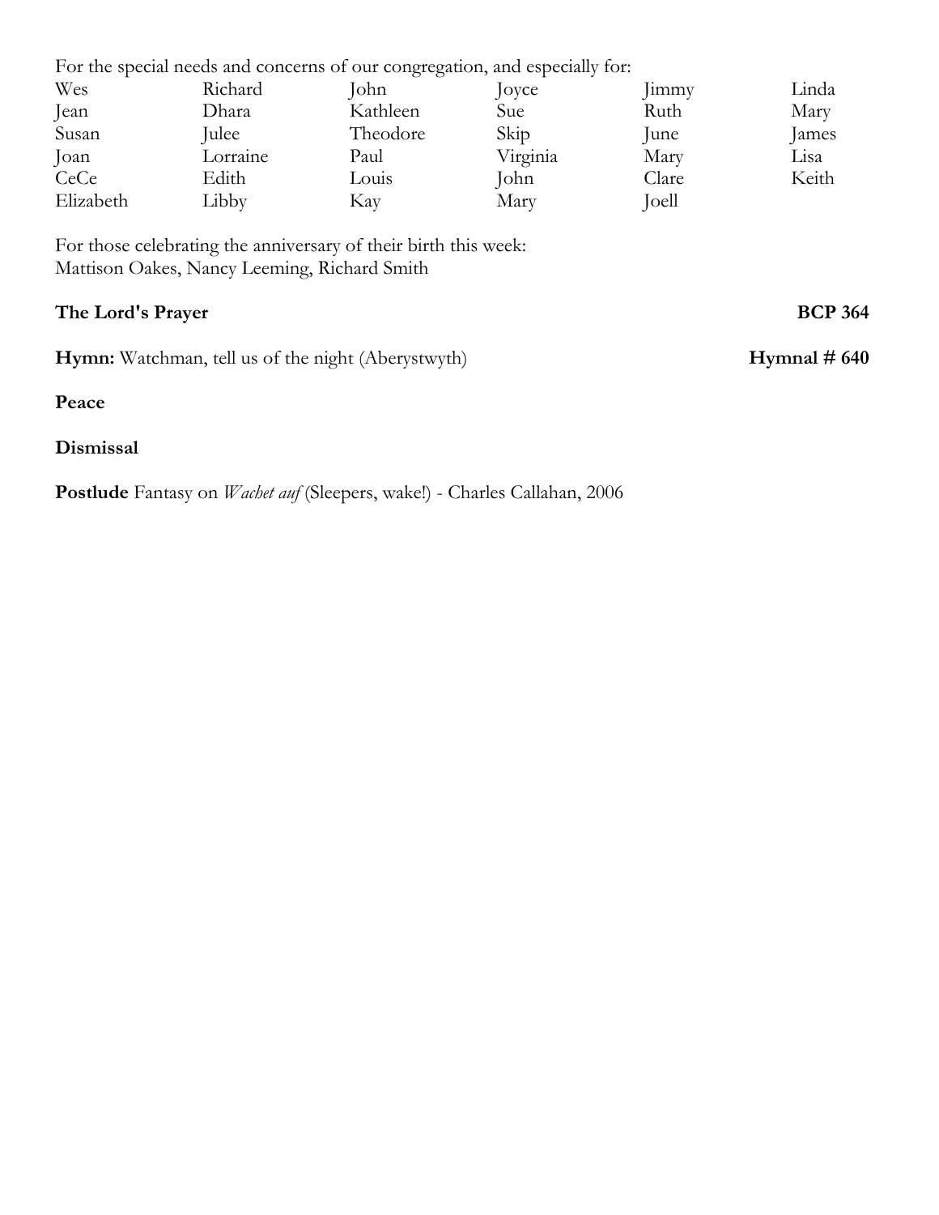For the special needs and concerns of our congregation, and especially for:

| | | | | | |
|---|---|---|---|---|---|
| Wes | Richard | John | Joyce | Jimmy | Linda |
| Jean | Dhara | Kathleen | Sue | Ruth | Mary |
| Susan | Julee | Theodore | Skip | June | James |
| Joan | Lorraine | Paul | Virginia | Mary | Lisa |
| CeCe | Edith | Louis | John | Clare | Keith |
| Elizabeth | Libby | Kay | Mary | Joell | |

For those celebrating the anniversary of their birth this week:
Mattison Oakes, Nancy Leeming, Richard Smith

**The Lord's Prayer** **BCP 364**

**Hymn:** Watchman, tell us of the night (Aberystwyth) **Hymnal # 640**

**Peace**

**Dismissal**

**Postlude** Fantasy on *Wachet auf* (Sleepers, wake!) - Charles Callahan, 2006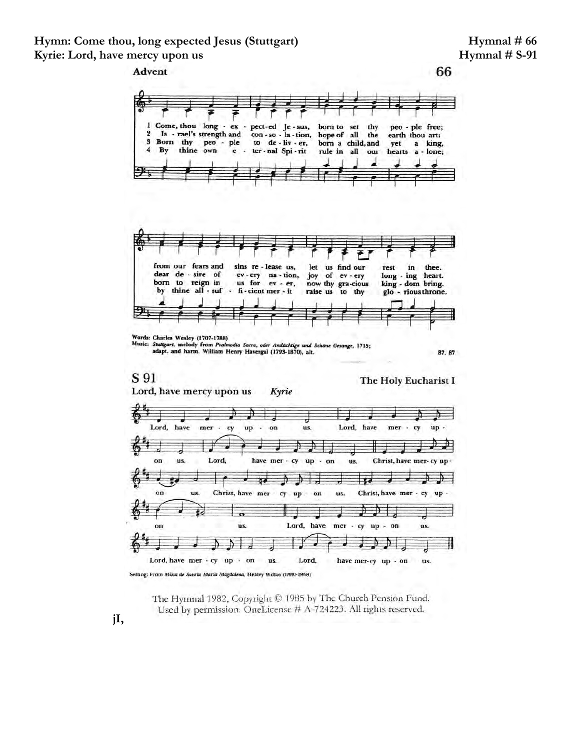**Hymn: Come thou, long expected Jesus (Stuttgart)** **Hymnal # 66**
**Kyrie: Lord, have mercy upon us** **Hymnal # S-91**

Advent

66

1 Come, thou long - ex - pect-ed Je - sus, born to set thy peo - ple free; from our fears and sins re - lease us, let us find our rest in thee.

2 Is - rael's strength and con - so - la - tion, hope of all the earth thou art: dear de - sire of ev - ery na - tion, joy of ev - ery long - ing heart.

3 Born thy peo - ple to de - liv - er, born a child, and yet a king, born to reign in us for ev - er, now thy gra-cious king - dom bring.

4 By thine own e - ter - nal Spi - rit rule in all our hearts a - lone; by thine all - suf - fi - cient mer - it raise us to thy glo - rious throne.

Words: Charles Wesley (1707-1788)
Music: *Stuttgart*, melody from *Psalmodia Sacra, oder Andächtige und Schöne Gesänge*, 1715; adapt. and harm. William Henry Havergal (1793-1870), alt.

87. 87

## S 91

The Holy Eucharist I

Lord, have mercy upon us *Kyrie*

Lord, have mer - cy up - on us. Lord, have mer - cy up - on us. Lord, have mer - cy up - on us. Christ, have mer - cy up - on us. Christ, have mer - cy up - on us. Christ, have mer - cy up - on us. Lord, have mer - cy up - on us. Lord, have mer - cy up - on us. Lord, have mer - cy up - on us.

Setting: From *Missa de Sancta Maria Magdalena*, Healey Willan (1880-1968)

The Hymnal 1982, Copyright © 1985 by The Church Pension Fund.
Used by permission. OneLicense # A-724223. All rights reserved.

jI,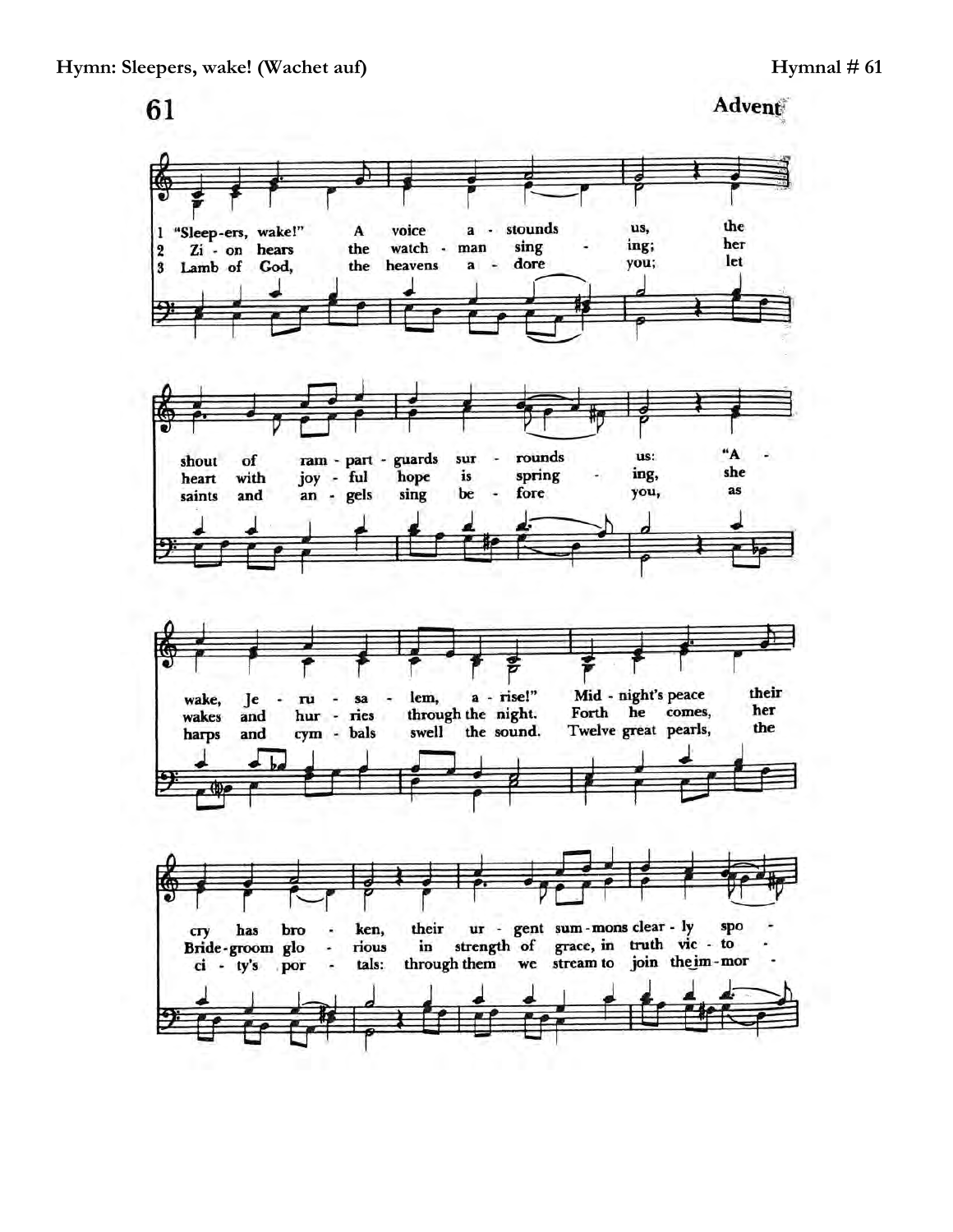**Hymn: Sleepers, wake! (Wachet auf)** **Hymnal # 61**

# 61

**Advent**

1 "Sleep-ers, wake!" A voice a - stounds us, the shout of ram - part - guards sur - rounds us: "A - wake, Je - ru - sa - lem, a - rise!" Mid - night's peace their cry has bro - ken, their ur - gent sum - mons clear - ly spo -

2 Zi - on hears the watch - man sing - ing; her heart with joy - ful hope is spring - ing, she wakes and hur - ries through the night. Forth he comes, her Bride - groom glo - rious in strength of grace, in truth vic - to -

3 Lamb of God, the heavens a - dore you; let saints and an - gels sing be - fore you, as harps and cym - bals swell the sound. Twelve great pearls, the ci - ty's por - tals: through them we stream to join the im - mor -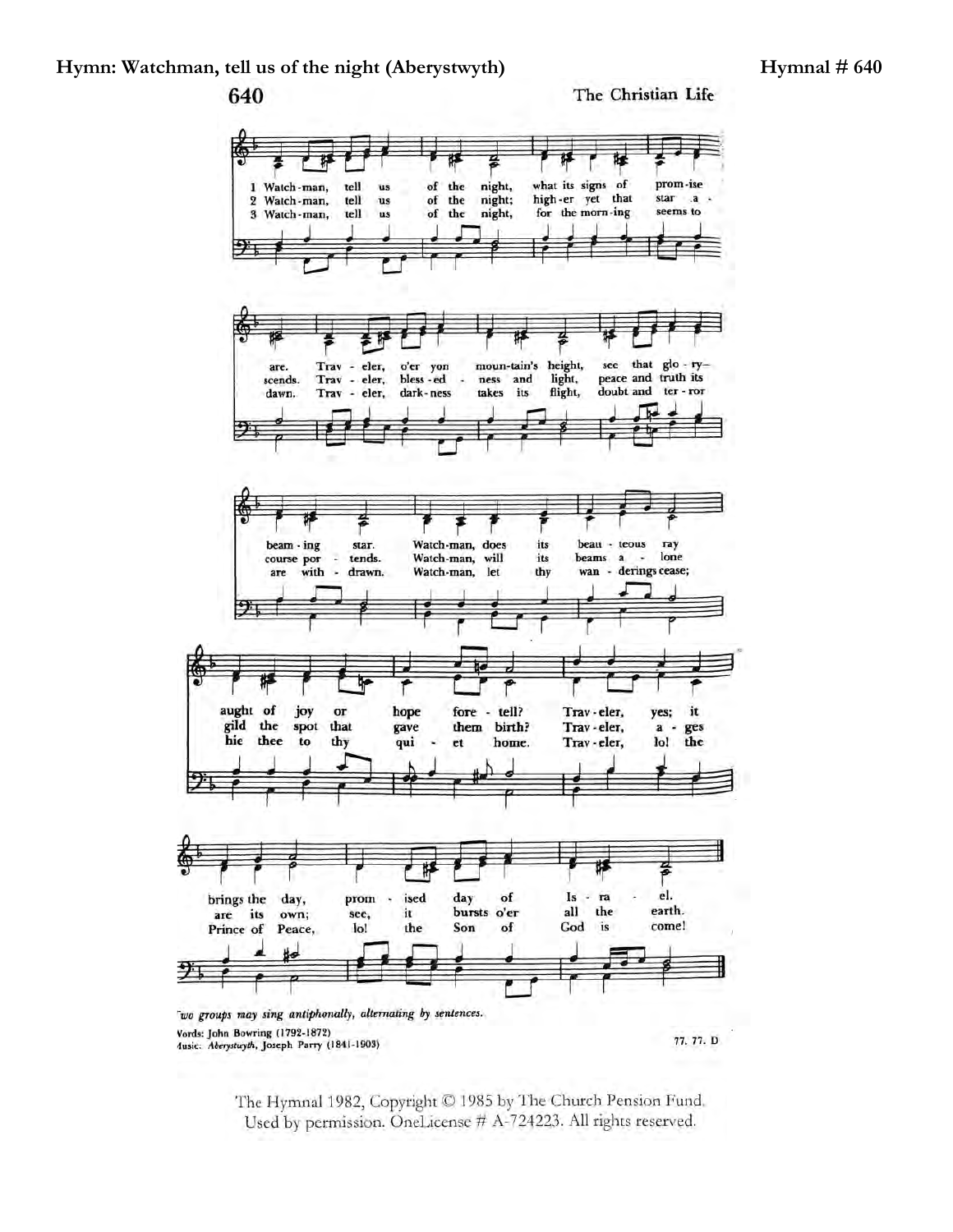**Hymn: Watchman, tell us of the night (Aberystwyth)** **Hymnal # 640**

640 The Christian Life

1 Watch-man, tell us of the night, what its signs of prom-ise are.
Trav-eler, o'er yon moun-tain's height, see that glo-ry-beam-ing star.
Watch-man, does its beau-teous ray aught of joy or hope fore-tell?
Trav-eler, yes; it brings the day, prom-ised day of Is-ra-el.

2 Watch-man, tell us of the night; high-er yet that star a-scends.
Trav-eler, bless-ed-ness and light, peace and truth its course por-tends.
Watch-man, will its beams a-lone gild the spot that gave them birth?
Trav-eler, a-ges are its own; see, it bursts o'er all the earth.

3 Watch-man, tell us of the night, for the morn-ing seems to dawn.
Trav-eler, dark-ness takes its flight, doubt and ter-ror are with-drawn.
Watch-man, let thy wan-derings cease; hie thee to thy qui-et home.
Trav-eler, lo! the Prince of Peace, lo! the Son of God is come!

*Two groups may sing antiphonally, alternating by sentences.*

Words: John Bowring (1792-1872)
Music: *Aberystwyth*, Joseph Parry (1841-1903)

77. 77. D

The Hymnal 1982, Copyright © 1985 by The Church Pension Fund.
Used by permission. OneLicense # A-724223. All rights reserved.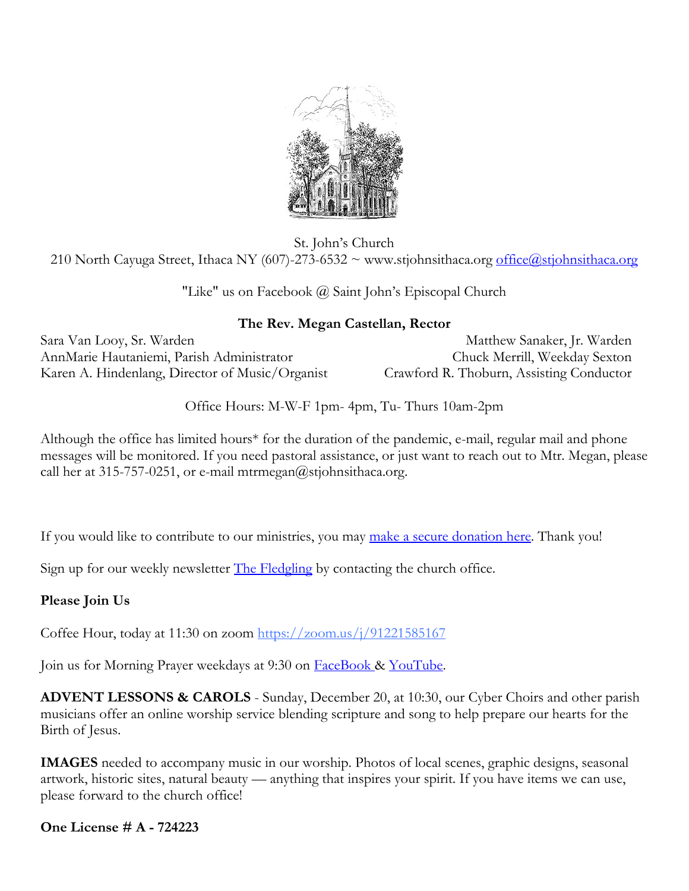St. John's Church
210 North Cayuga Street, Ithaca NY (607)-273-6532 ~ www.stjohnsithaca.org office@stjohnsithaca.org

"Like" us on Facebook @ Saint John's Episcopal Church

**The Rev. Megan Castellan, Rector**

Sara Van Looy, Sr. Warden
Matthew Sanaker, Jr. Warden
AnnMarie Hautaniemi, Parish Administrator
Chuck Merrill, Weekday Sexton
Karen A. Hindenlang, Director of Music/Organist
Crawford R. Thoburn, Assisting Conductor

Office Hours: M-W-F 1pm- 4pm, Tu- Thurs 10am-2pm

Although the office has limited hours* for the duration of the pandemic, e-mail, regular mail and phone messages will be monitored. If you need pastoral assistance, or just want to reach out to Mtr. Megan, please call her at 315-757-0251, or e-mail mtrmegan@stjohnsithaca.org.

If you would like to contribute to our ministries, you may make a secure donation here. Thank you!

Sign up for our weekly newsletter The Fledgling by contacting the church office.

**Please Join Us**

Coffee Hour, today at 11:30 on zoom https://zoom.us/j/91221585167

Join us for Morning Prayer weekdays at 9:30 on FaceBook & YouTube.

**ADVENT LESSONS & CAROLS** - Sunday, December 20, at 10:30, our Cyber Choirs and other parish musicians offer an online worship service blending scripture and song to help prepare our hearts for the Birth of Jesus.

**IMAGES** needed to accompany music in our worship. Photos of local scenes, graphic designs, seasonal artwork, historic sites, natural beauty — anything that inspires your spirit. If you have items we can use, please forward to the church office!

**One License # A - 724223**